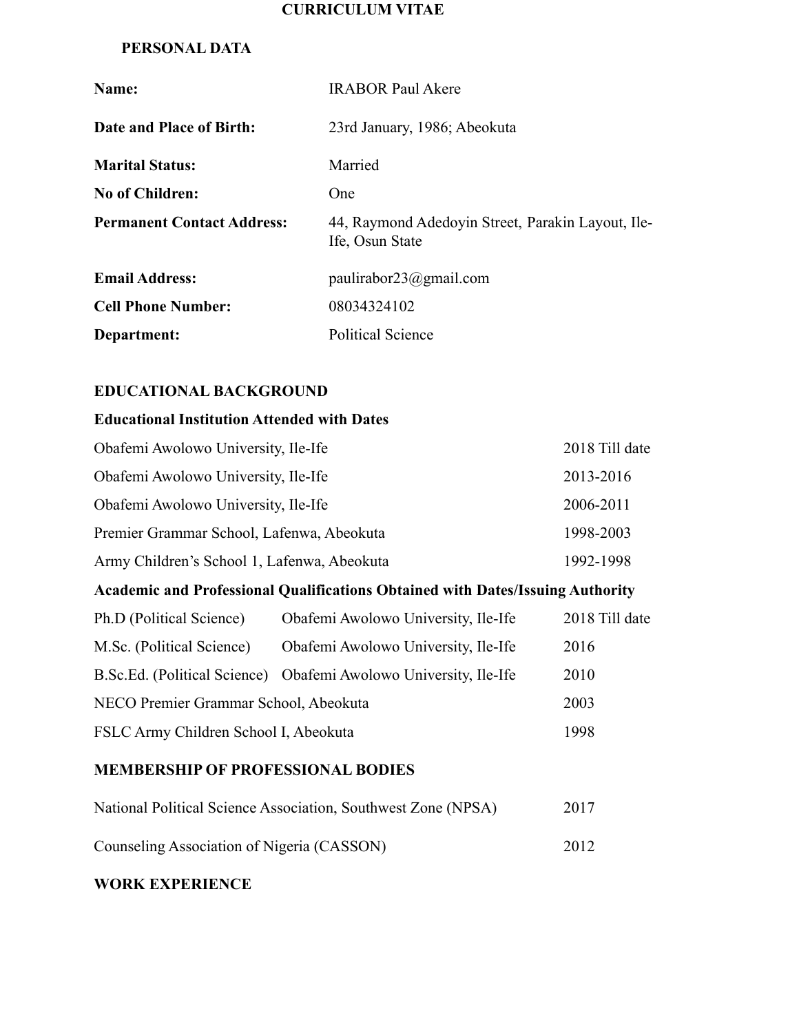# CURRICULUM VITAE

## PERSONAL DATA

| | |
|---|---|
| **Name:** | IRABOR Paul Akere |
| **Date and Place of Birth:** | 23rd January, 1986; Abeokuta |
| **Marital Status:** | Married |
| **No of Children:** | One |
| **Permanent Contact Address:** | 44, Raymond Adedoyin Street, Parakin Layout, Ile-Ife, Osun State |
| **Email Address:** | paulirabor23@gmail.com |
| **Cell Phone Number:** | 08034324102 |
| **Department:** | Political Science |

## EDUCATIONAL BACKGROUND

### Educational Institution Attended with Dates

| | |
|---|---|
| Obafemi Awolowo University, Ile-Ife | 2018 Till date |
| Obafemi Awolowo University, Ile-Ife | 2013-2016 |
| Obafemi Awolowo University, Ile-Ife | 2006-2011 |
| Premier Grammar School, Lafenwa, Abeokuta | 1998-2003 |
| Army Children's School 1, Lafenwa, Abeokuta | 1992-1998 |

### Academic and Professional Qualifications Obtained with Dates/Issuing Authority

| | | |
|---|---|---|
| Ph.D (Political Science) | Obafemi Awolowo University, Ile-Ife | 2018 Till date |
| M.Sc. (Political Science) | Obafemi Awolowo University, Ile-Ife | 2016 |
| B.Sc.Ed. (Political Science) | Obafemi Awolowo University, Ile-Ife | 2010 |
| NECO Premier Grammar School, Abeokuta | | 2003 |
| FSLC Army Children School I, Abeokuta | | 1998 |

## MEMBERSHIP OF PROFESSIONAL BODIES

| | |
|---|---|
| National Political Science Association, Southwest Zone (NPSA) | 2017 |
| Counseling Association of Nigeria (CASSON) | 2012 |

## WORK EXPERIENCE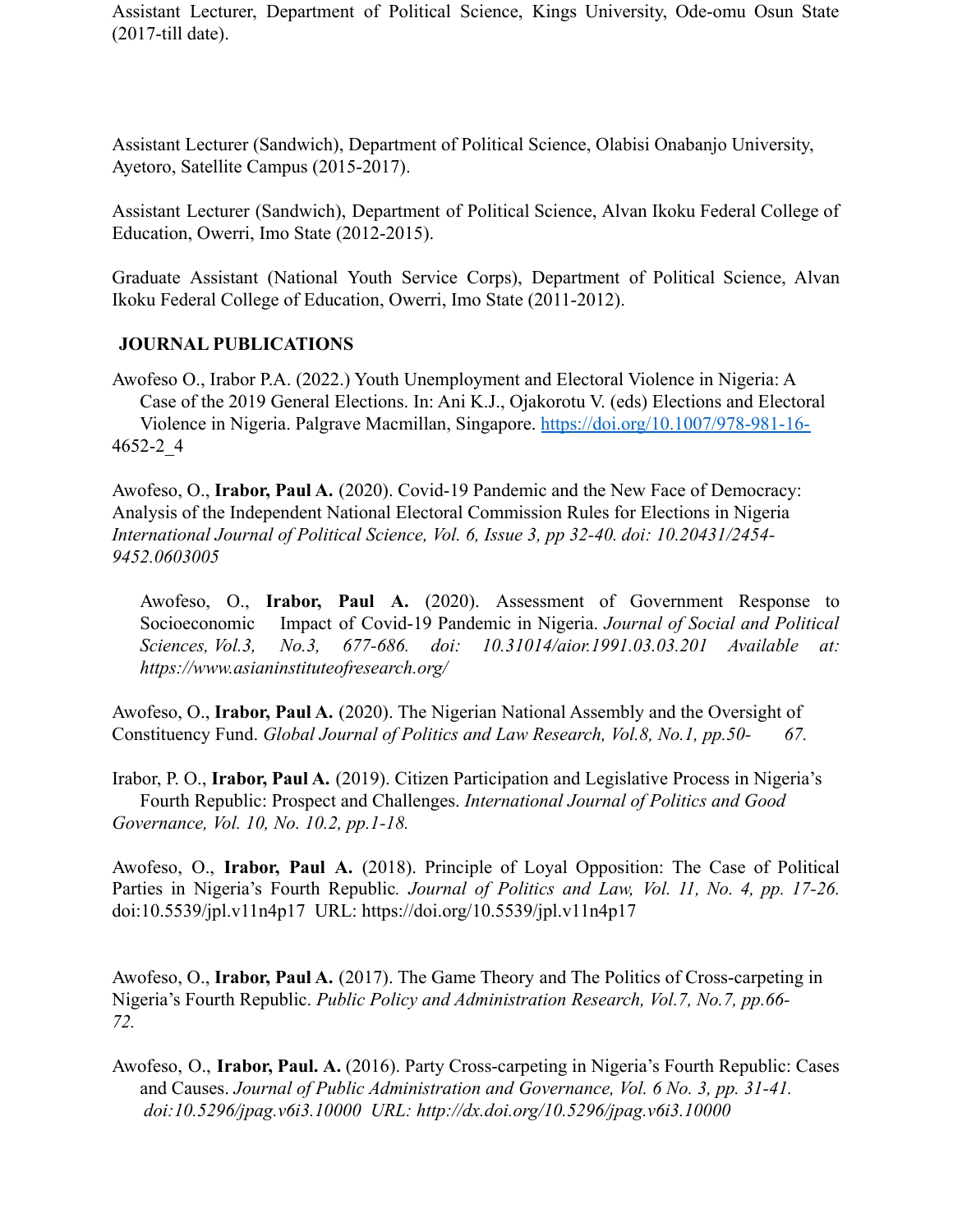Assistant Lecturer, Department of Political Science, Kings University, Ode-omu Osun State (2017-till date).

Assistant Lecturer (Sandwich), Department of Political Science, Olabisi Onabanjo University, Ayetoro, Satellite Campus (2015-2017).

Assistant Lecturer (Sandwich), Department of Political Science, Alvan Ikoku Federal College of Education, Owerri, Imo State (2012-2015).

Graduate Assistant (National Youth Service Corps), Department of Political Science, Alvan Ikoku Federal College of Education, Owerri, Imo State (2011-2012).

## JOURNAL PUBLICATIONS

Awofeso O., Irabor P.A. (2022.) Youth Unemployment and Electoral Violence in Nigeria: A Case of the 2019 General Elections. In: Ani K.J., Ojakorotu V. (eds) Elections and Electoral Violence in Nigeria. Palgrave Macmillan, Singapore. https://doi.org/10.1007/978-981-16-4652-2_4

Awofeso, O., **Irabor, Paul A.** (2020). Covid-19 Pandemic and the New Face of Democracy: Analysis of the Independent National Electoral Commission Rules for Elections in Nigeria *International Journal of Political Science, Vol. 6, Issue 3, pp 32-40. doi: 10.20431/2454-9452.0603005*

Awofeso, O., **Irabor, Paul A.** (2020). Assessment of Government Response to Socioeconomic Impact of Covid-19 Pandemic in Nigeria. *Journal of Social and Political Sciences, Vol.3, No.3, 677-686. doi: 10.31014/aior.1991.03.03.201 Available at: https://www.asianinstituteofresearch.org/*

Awofeso, O., **Irabor, Paul A.** (2020). The Nigerian National Assembly and the Oversight of Constituency Fund. *Global Journal of Politics and Law Research, Vol.8, No.1, pp.50- 67.*

Irabor, P. O., **Irabor, Paul A.** (2019). Citizen Participation and Legislative Process in Nigeria's Fourth Republic: Prospect and Challenges. *International Journal of Politics and Good Governance, Vol. 10, No. 10.2, pp.1-18.*

Awofeso, O., **Irabor, Paul A.** (2018). Principle of Loyal Opposition: The Case of Political Parties in Nigeria's Fourth Republic. *Journal of Politics and Law, Vol. 11, No. 4, pp. 17-26.* doi:10.5539/jpl.v11n4p17 URL: https://doi.org/10.5539/jpl.v11n4p17

Awofeso, O., **Irabor, Paul A.** (2017). The Game Theory and The Politics of Cross-carpeting in Nigeria's Fourth Republic. *Public Policy and Administration Research, Vol.7, No.7, pp.66-72.*

Awofeso, O., **Irabor, Paul. A.** (2016). Party Cross-carpeting in Nigeria's Fourth Republic: Cases and Causes. *Journal of Public Administration and Governance, Vol. 6 No. 3, pp. 31-41. doi:10.5296/jpag.v6i3.10000 URL: http://dx.doi.org/10.5296/jpag.v6i3.10000*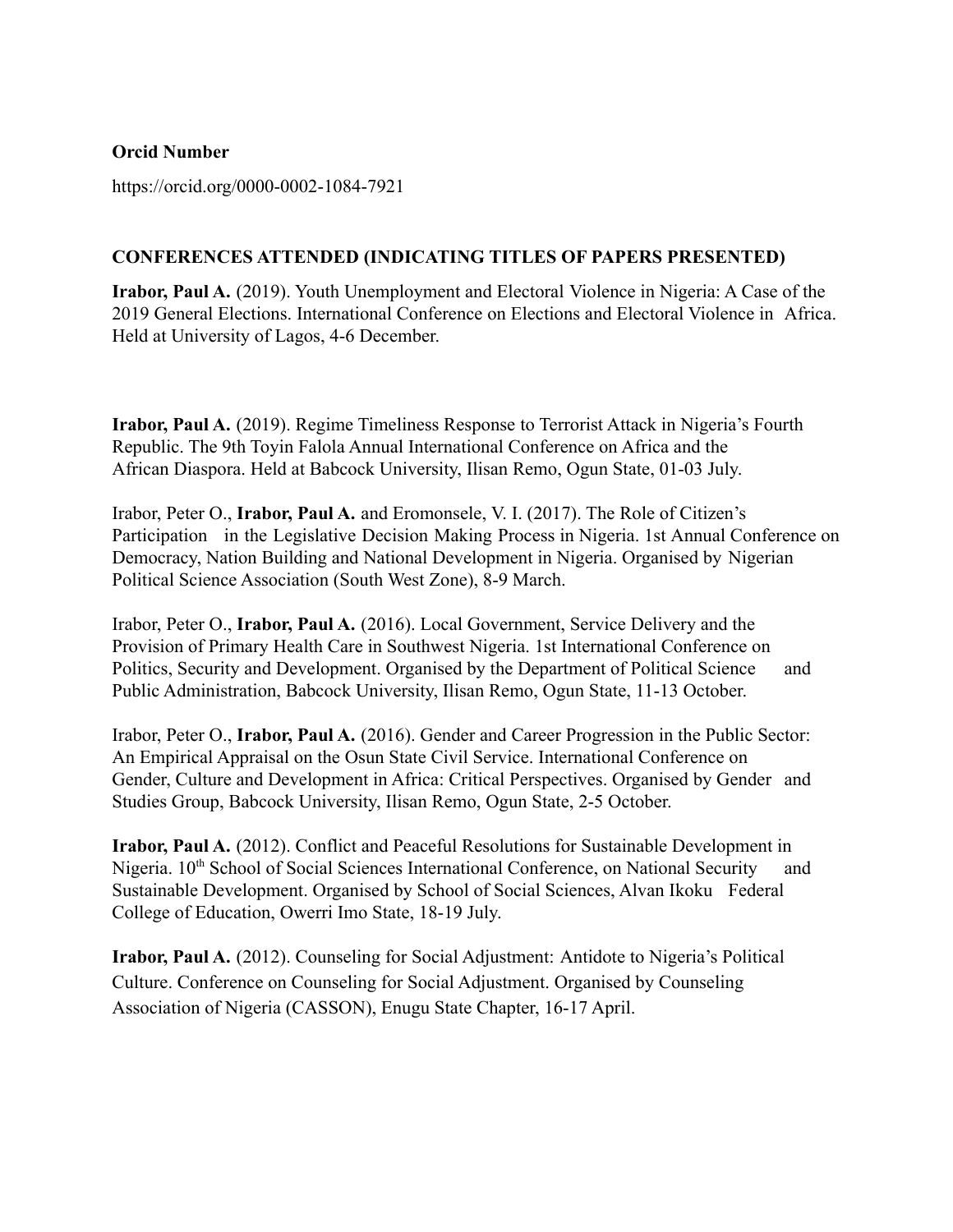**Orcid Number**

https://orcid.org/0000-0002-1084-7921

**CONFERENCES ATTENDED (INDICATING TITLES OF PAPERS PRESENTED)**

**Irabor, Paul A.** (2019). Youth Unemployment and Electoral Violence in Nigeria: A Case of the 2019 General Elections. International Conference on Elections and Electoral Violence in Africa. Held at University of Lagos, 4-6 December.

**Irabor, Paul A.** (2019). Regime Timeliness Response to Terrorist Attack in Nigeria's Fourth Republic. The 9th Toyin Falola Annual International Conference on Africa and the African Diaspora. Held at Babcock University, Ilisan Remo, Ogun State, 01-03 July.

Irabor, Peter O., **Irabor, Paul A.** and Eromonsele, V. I. (2017). The Role of Citizen's Participation in the Legislative Decision Making Process in Nigeria. 1st Annual Conference on Democracy, Nation Building and National Development in Nigeria. Organised by Nigerian Political Science Association (South West Zone), 8-9 March.

Irabor, Peter O., **Irabor, Paul A.** (2016). Local Government, Service Delivery and the Provision of Primary Health Care in Southwest Nigeria. 1st International Conference on Politics, Security and Development. Organised by the Department of Political Science and Public Administration, Babcock University, Ilisan Remo, Ogun State, 11-13 October.

Irabor, Peter O., **Irabor, Paul A.** (2016). Gender and Career Progression in the Public Sector: An Empirical Appraisal on the Osun State Civil Service. International Conference on Gender, Culture and Development in Africa: Critical Perspectives. Organised by Gender and Studies Group, Babcock University, Ilisan Remo, Ogun State, 2-5 October.

**Irabor, Paul A.** (2012). Conflict and Peaceful Resolutions for Sustainable Development in Nigeria. 10th School of Social Sciences International Conference, on National Security and Sustainable Development. Organised by School of Social Sciences, Alvan Ikoku Federal College of Education, Owerri Imo State, 18-19 July.

**Irabor, Paul A.** (2012). Counseling for Social Adjustment: Antidote to Nigeria's Political Culture. Conference on Counseling for Social Adjustment. Organised by Counseling Association of Nigeria (CASSON), Enugu State Chapter, 16-17 April.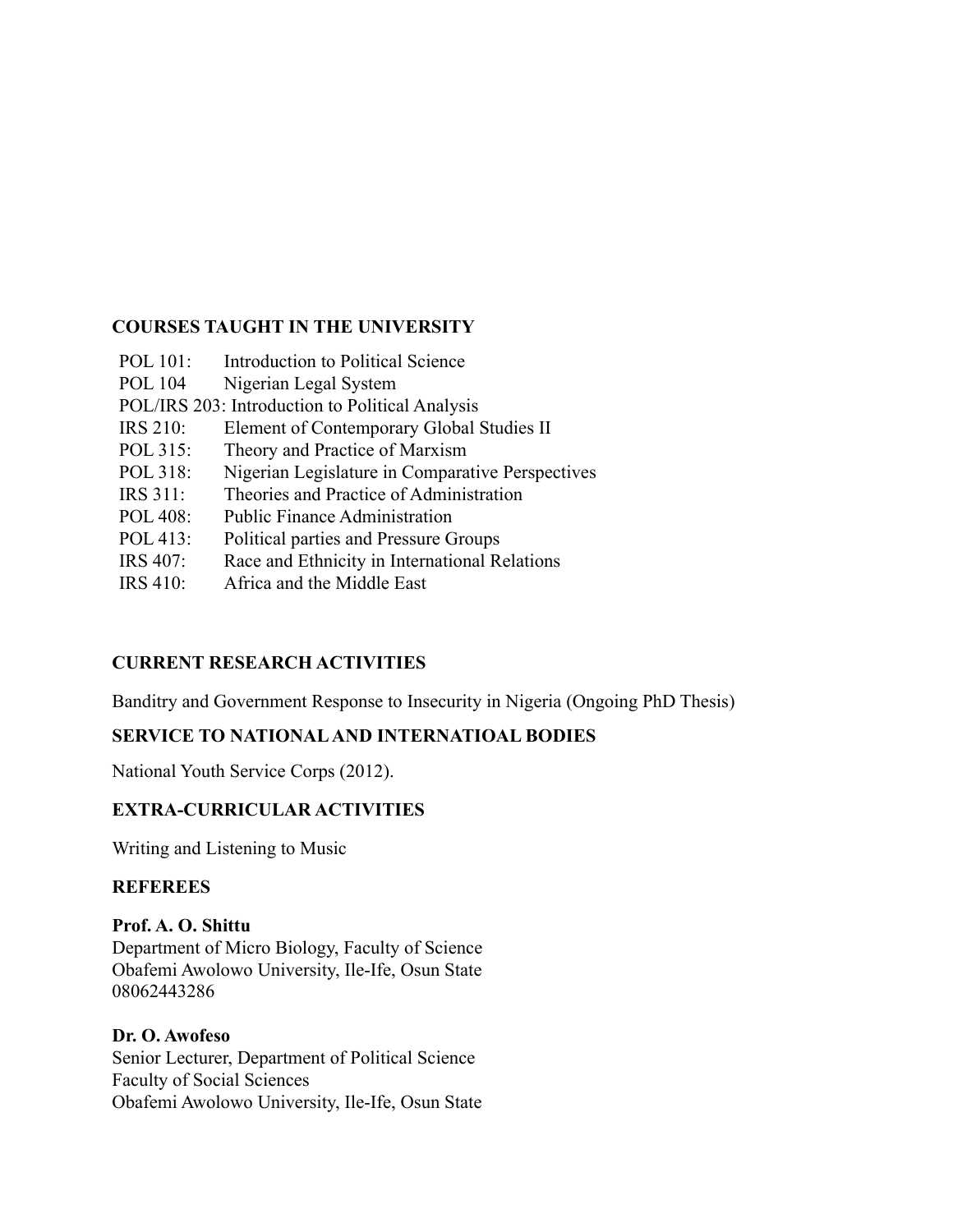**COURSES TAUGHT IN THE UNIVERSITY**

| | |
|---|---|
| POL 101: | Introduction to Political Science |
| POL 104 | Nigerian Legal System |
| POL/IRS 203: | Introduction to Political Analysis |
| IRS 210: | Element of Contemporary Global Studies II |
| POL 315: | Theory and Practice of Marxism |
| POL 318: | Nigerian Legislature in Comparative Perspectives |
| IRS 311: | Theories and Practice of Administration |
| POL 408: | Public Finance Administration |
| POL 413: | Political parties and Pressure Groups |
| IRS 407: | Race and Ethnicity in International Relations |
| IRS 410: | Africa and the Middle East |

**CURRENT RESEARCH ACTIVITIES**

Banditry and Government Response to Insecurity in Nigeria (Ongoing PhD Thesis)

**SERVICE TO NATIONAL AND INTERNATIOAL BODIES**

National Youth Service Corps (2012).

**EXTRA-CURRICULAR ACTIVITIES**

Writing and Listening to Music

**REFEREES**

**Prof. A. O. Shittu**
Department of Micro Biology, Faculty of Science
Obafemi Awolowo University, Ile-Ife, Osun State
08062443286

**Dr. O. Awofeso**
Senior Lecturer, Department of Political Science
Faculty of Social Sciences
Obafemi Awolowo University, Ile-Ife, Osun State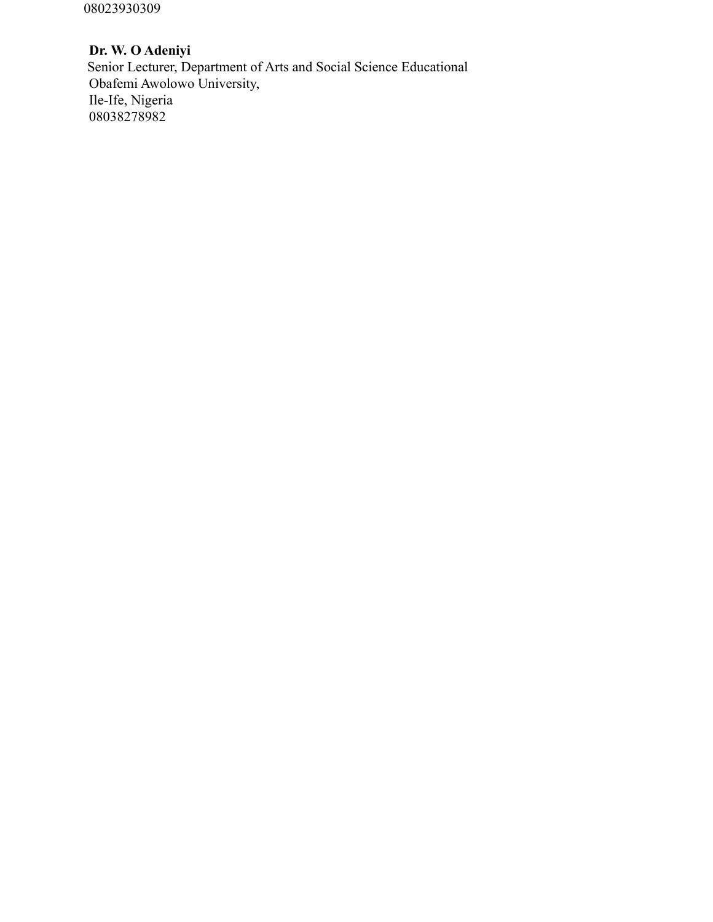08023930309

**Dr. W. O Adeniyi**
Senior Lecturer, Department of Arts and Social Science Educational
Obafemi Awolowo University,
Ile-Ife, Nigeria
08038278982